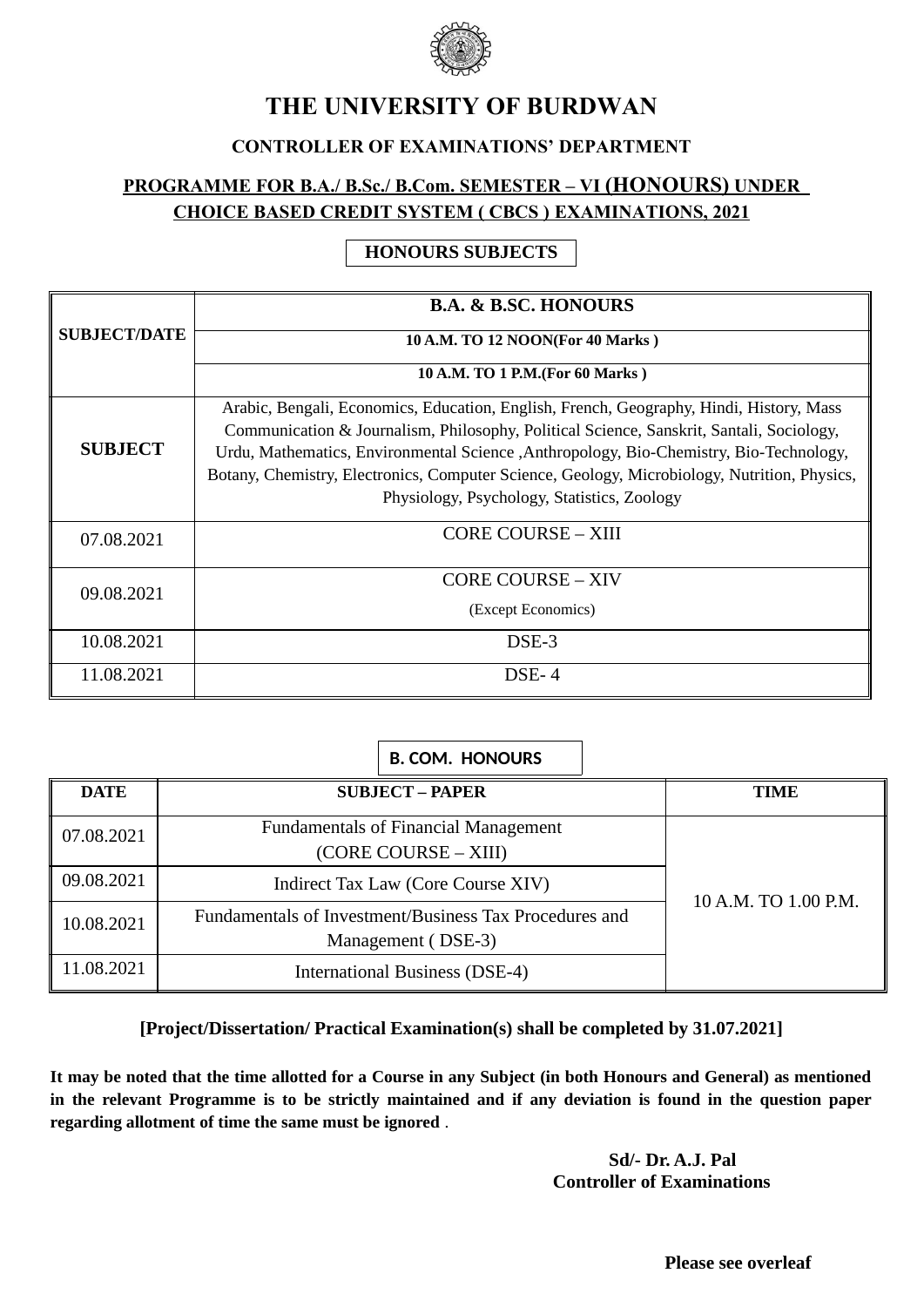# THE UNIVERSITY OF BURDWAN

## CONTROLLER OF EXAMINATIONS' DEPARTMENT

### PROGRAMME FOR B.A./ B.Sc./ B.Com. SEMESTER – VI (HONOURS) UNDER CHOICE BASED CREDIT SYSTEM ( CBCS ) EXAMINATIONS, 2021

**HONOURS SUBJECTS**

| SUBJECT/DATE | B.A. & B.SC. HONOURS<br>10 A.M. TO 12 NOON(For 40 Marks )<br>10 A.M. TO 1 P.M.(For 60 Marks ) |
|---|---|
| **SUBJECT** | Arabic, Bengali, Economics, Education, English, French, Geography, Hindi, History, Mass Communication & Journalism, Philosophy, Political Science, Sanskrit, Santali, Sociology, Urdu, Mathematics, Environmental Science ,Anthropology, Bio-Chemistry, Bio-Technology, Botany, Chemistry, Electronics, Computer Science, Geology, Microbiology, Nutrition, Physics, Physiology, Psychology, Statistics, Zoology |
| 07.08.2021 | CORE COURSE – XIII |
| 09.08.2021 | CORE COURSE – XIV<br>(Except Economics) |
| 10.08.2021 | DSE-3 |
| 11.08.2021 | DSE- 4 |

**B. COM. HONOURS**

| DATE | SUBJECT – PAPER | TIME |
|---|---|---|
| 07.08.2021 | Fundamentals of Financial Management (CORE COURSE – XIII) | 10 A.M. TO 1.00 P.M. |
| 09.08.2021 | Indirect Tax Law (Core Course XIV) | |
| 10.08.2021 | Fundamentals of Investment/Business Tax Procedures and Management ( DSE-3) | |
| 11.08.2021 | International Business (DSE-4) | |

**[Project/Dissertation/ Practical Examination(s) shall be completed by 31.07.2021]**

**It may be noted that the time allotted for a Course in any Subject (in both Honours and General) as mentioned in the relevant Programme is to be strictly maintained and if any deviation is found in the question paper regarding allotment of time the same must be ignored** .

**Sd/- Dr. A.J. Pal**
**Controller of Examinations**

**Please see overleaf**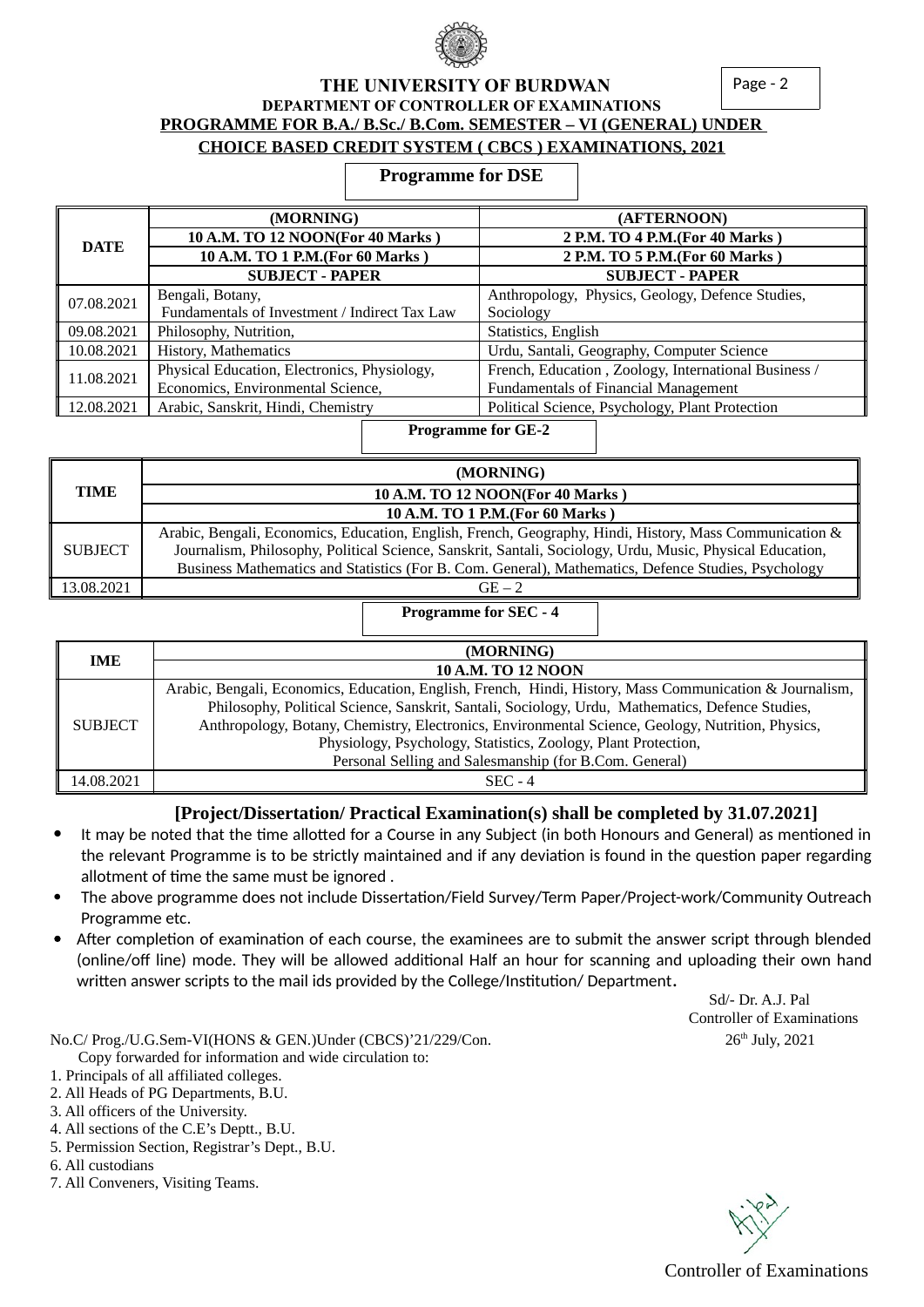# THE UNIVERSITY OF BURDWAN

**DEPARTMENT OF CONTROLLER OF EXAMINATIONS**

**PROGRAMME FOR B.A./ B.Sc./ B.Com. SEMESTER – VI (GENERAL) UNDER CHOICE BASED CREDIT SYSTEM ( CBCS ) EXAMINATIONS, 2021**

## Programme for DSE

| DATE | (MORNING) | (AFTERNOON) |
|---|---|---|
| | 10 A.M. TO 12 NOON(For 40 Marks ) | 2 P.M. TO 4 P.M.(For 40 Marks ) |
| | 10 A.M. TO 1 P.M.(For 60 Marks ) | 2 P.M. TO 5 P.M.(For 60 Marks ) |
| | SUBJECT - PAPER | SUBJECT - PAPER |
| 07.08.2021 | Bengali, Botany, Fundamentals of Investment / Indirect Tax Law | Anthropology, Physics, Geology, Defence Studies, Sociology |
| 09.08.2021 | Philosophy, Nutrition, | Statistics, English |
| 10.08.2021 | History, Mathematics | Urdu, Santali, Geography, Computer Science |
| 11.08.2021 | Physical Education, Electronics, Physiology, Economics, Environmental Science, | French, Education , Zoology, International Business / Fundamentals of Financial Management |
| 12.08.2021 | Arabic, Sanskrit, Hindi, Chemistry | Political Science, Psychology, Plant Protection |

## Programme for GE-2

| TIME | (MORNING) |
|---|---|
| | 10 A.M. TO 12 NOON(For 40 Marks ) |
| | 10 A.M. TO 1 P.M.(For 60 Marks ) |
| SUBJECT | Arabic, Bengali, Economics, Education, English, French, Geography, Hindi, History, Mass Communication & Journalism, Philosophy, Political Science, Sanskrit, Santali, Sociology, Urdu, Music, Physical Education, Business Mathematics and Statistics (For B. Com. General), Mathematics, Defence Studies, Psychology |
| 13.08.2021 | GE – 2 |

## Programme for SEC - 4

| IME | (MORNING) |
|---|---|
| | 10 A.M. TO 12 NOON |
| SUBJECT | Arabic, Bengali, Economics, Education, English, French, Hindi, History, Mass Communication & Journalism, Philosophy, Political Science, Sanskrit, Santali, Sociology, Urdu, Mathematics, Defence Studies, Anthropology, Botany, Chemistry, Electronics, Environmental Science, Geology, Nutrition, Physics, Physiology, Psychology, Statistics, Zoology, Plant Protection, Personal Selling and Salesmanship (for B.Com. General) |
| 14.08.2021 | SEC - 4 |

**[Project/Dissertation/ Practical Examination(s) shall be completed by 31.07.2021]**

- It may be noted that the time allotted for a Course in any Subject (in both Honours and General) as mentioned in the relevant Programme is to be strictly maintained and if any deviation is found in the question paper regarding allotment of time the same must be ignored .
- The above programme does not include Dissertation/Field Survey/Term Paper/Project-work/Community Outreach Programme etc.
- After completion of examination of each course, the examinees are to submit the answer script through blended (online/off line) mode. They will be allowed additional Half an hour for scanning and uploading their own hand written answer scripts to the mail ids provided by the College/Institution/ Department.

Sd/- Dr. A.J. Pal
Controller of Examinations

No.C/ Prog./U.G.Sem-VI(HONS & GEN.)Under (CBCS)'21/229/Con. 26th July, 2021

Copy forwarded for information and wide circulation to:

1. Principals of all affiliated colleges.
2. All Heads of PG Departments, B.U.
3. All officers of the University.
4. All sections of the C.E's Deptt., B.U.
5. Permission Section, Registrar's Dept., B.U.
6. All custodians
7. All Conveners, Visiting Teams.

Controller of Examinations